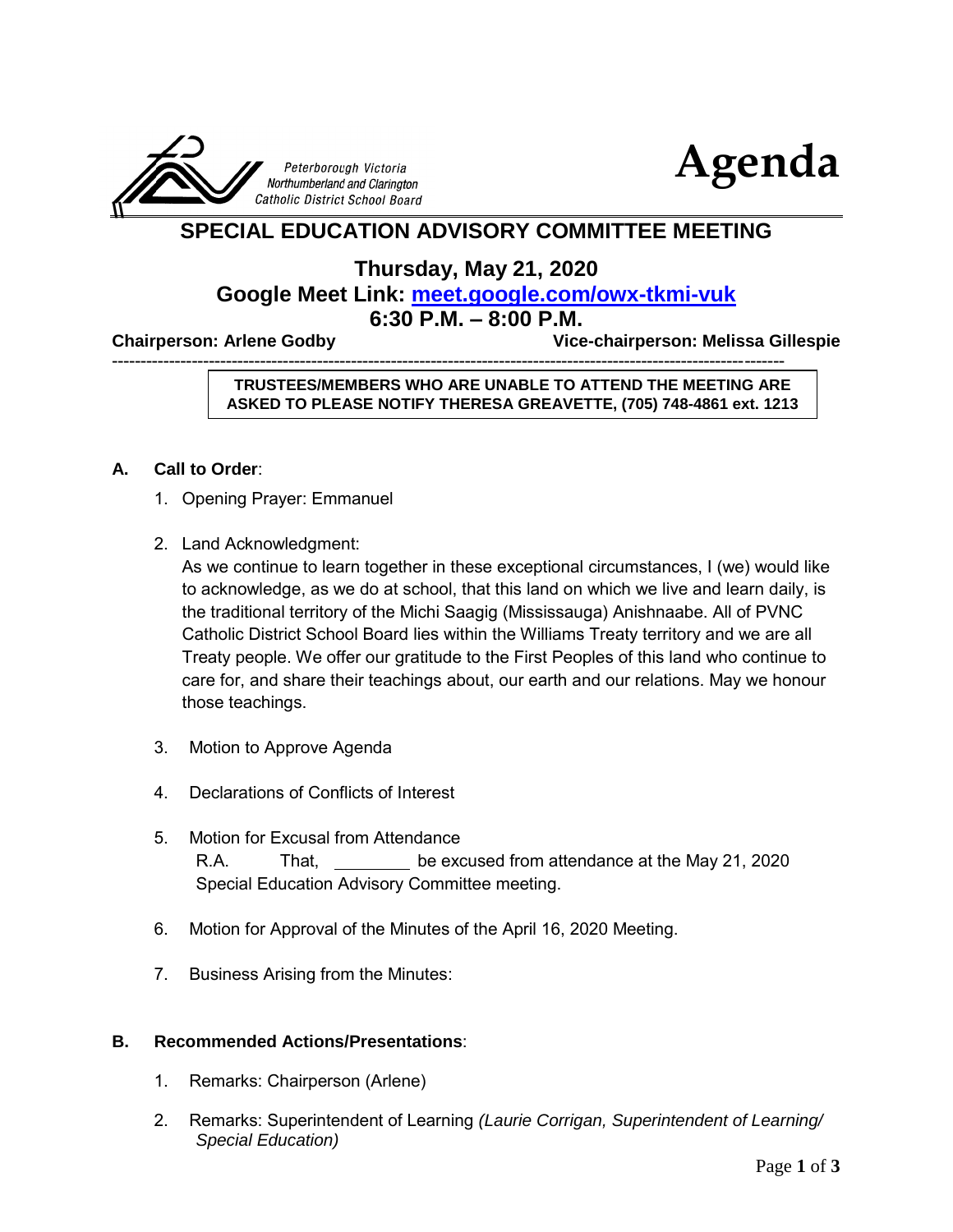Peterborough Victoria Northumberland and Clarington Catholic District School Board

# Agenda

## SPECIAL EDUCATION ADVISORY COMMITTEE MEETING

### Thursday, May 21, 2020
### Google Meet Link: [meet.google.com/owx-tkmi-vuk](https://meet.google.com/owx-tkmi-vuk)
### 6:30 P.M. – 8:00 P.M.

**Chairperson: Arlene Godby** **Vice-chairperson: Melissa Gillespie**

---

**TRUSTEES/MEMBERS WHO ARE UNABLE TO ATTEND THE MEETING ARE ASKED TO PLEASE NOTIFY THERESA GREAVETTE, (705) 748-4861 ext. 1213**

**A. Call to Order**:

1. Opening Prayer: Emmanuel

2. Land Acknowledgment:
   As we continue to learn together in these exceptional circumstances, I (we) would like to acknowledge, as we do at school, that this land on which we live and learn daily, is the traditional territory of the Michi Saagig (Mississauga) Anishnaabe. All of PVNC Catholic District School Board lies within the Williams Treaty territory and we are all Treaty people. We offer our gratitude to the First Peoples of this land who continue to care for, and share their teachings about, our earth and our relations. May we honour those teachings.

3. Motion to Approve Agenda

4. Declarations of Conflicts of Interest

5. Motion for Excusal from Attendance
   R.A. That, ________ be excused from attendance at the May 21, 2020 Special Education Advisory Committee meeting.

6. Motion for Approval of the Minutes of the April 16, 2020 Meeting.

7. Business Arising from the Minutes:

**B. Recommended Actions/Presentations**:

1. Remarks: Chairperson (Arlene)

2. Remarks: Superintendent of Learning *(Laurie Corrigan, Superintendent of Learning/ Special Education)*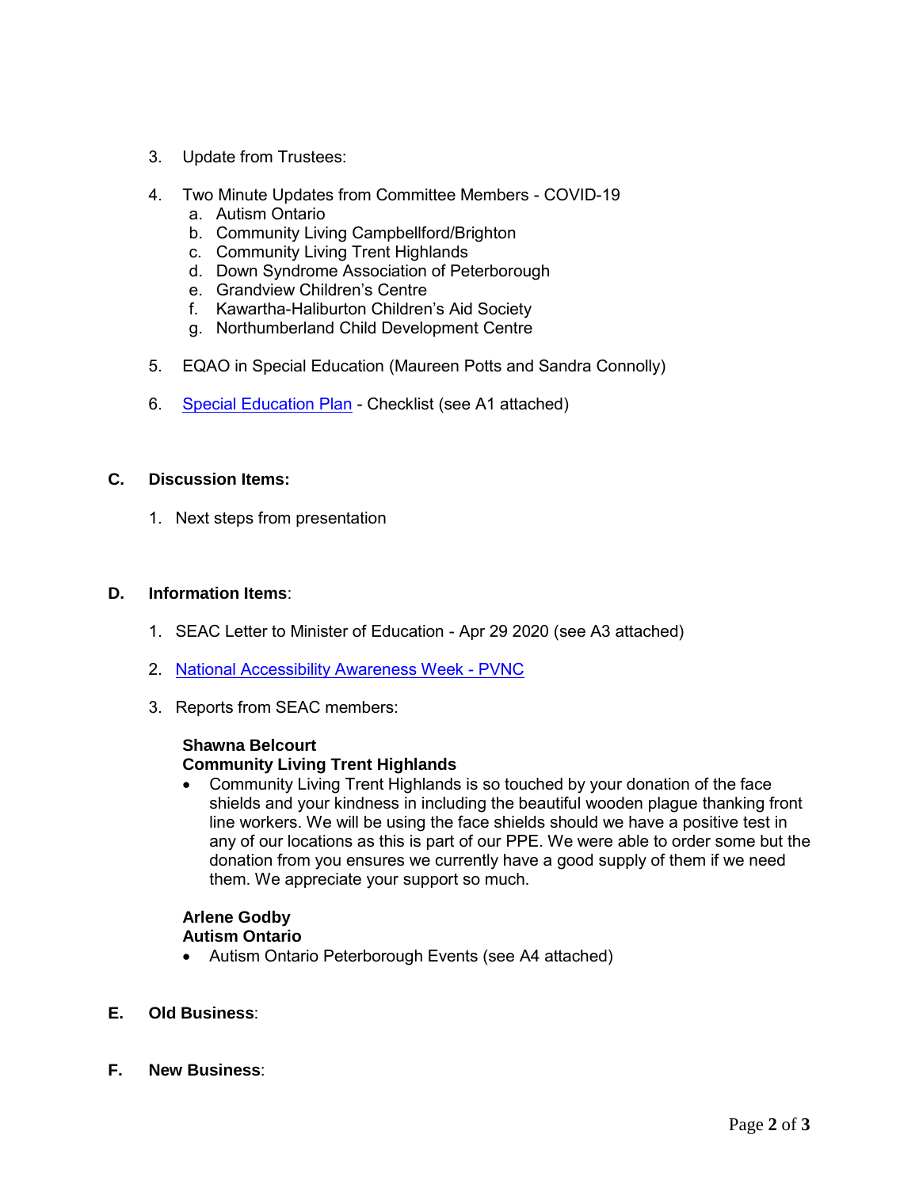3. Update from Trustees:

4. Two Minute Updates from Committee Members - COVID-19
   a. Autism Ontario
   b. Community Living Campbellford/Brighton
   c. Community Living Trent Highlands
   d. Down Syndrome Association of Peterborough
   e. Grandview Children's Centre
   f. Kawartha-Haliburton Children's Aid Society
   g. Northumberland Child Development Centre

5. EQAO in Special Education (Maureen Potts and Sandra Connolly)

6. Special Education Plan - Checklist (see A1 attached)

## C. Discussion Items:

1. Next steps from presentation

## D. Information Items:

1. SEAC Letter to Minister of Education - Apr 29 2020 (see A3 attached)

2. National Accessibility Awareness Week - PVNC

3. Reports from SEAC members:

**Shawna Belcourt**
**Community Living Trent Highlands**

- Community Living Trent Highlands is so touched by your donation of the face shields and your kindness in including the beautiful wooden plague thanking front line workers. We will be using the face shields should we have a positive test in any of our locations as this is part of our PPE. We were able to order some but the donation from you ensures we currently have a good supply of them if we need them. We appreciate your support so much.

**Arlene Godby**
**Autism Ontario**

- Autism Ontario Peterborough Events (see A4 attached)

## E. Old Business:

## F. New Business: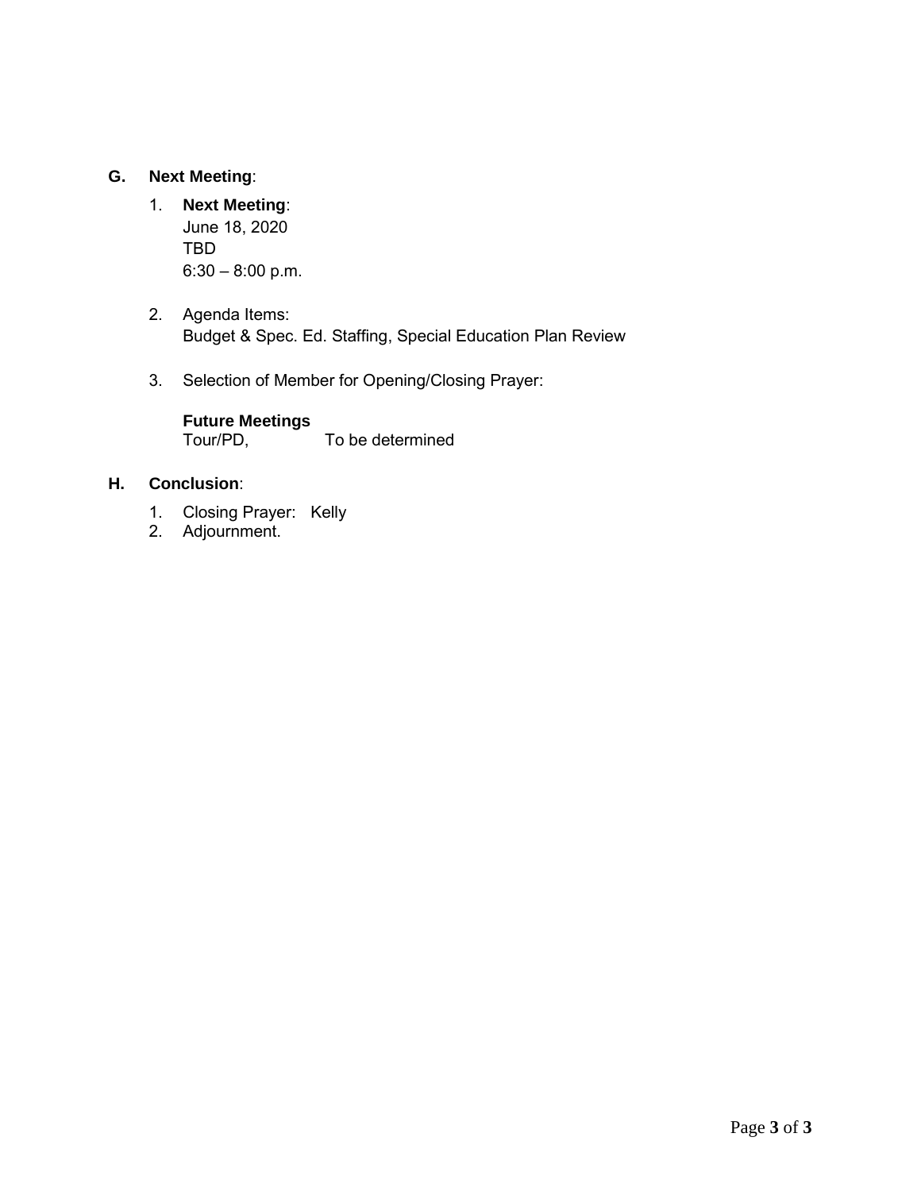**G. Next Meeting**:

1. **Next Meeting**:
   June 18, 2020
   TBD
   6:30 – 8:00 p.m.

2. Agenda Items:
   Budget & Spec. Ed. Staffing, Special Education Plan Review

3. Selection of Member for Opening/Closing Prayer:

   **Future Meetings**
   Tour/PD, To be determined

**H. Conclusion**:

1. Closing Prayer: Kelly
2. Adjournment.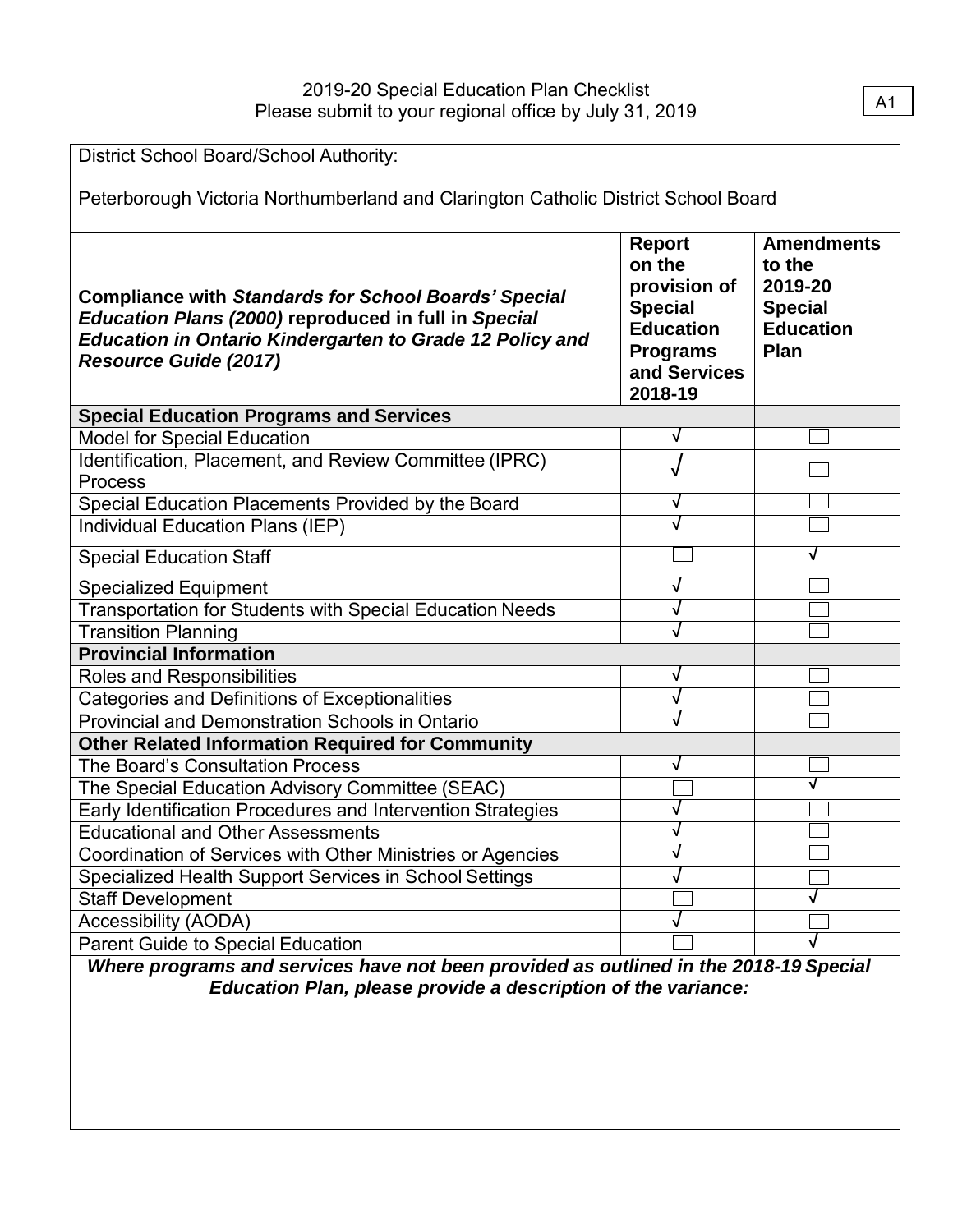2019-20 Special Education Plan Checklist
Please submit to your regional office by July 31, 2019

A1

District School Board/School Authority:

Peterborough Victoria Northumberland and Clarington Catholic District School Board

| **Compliance with *Standards for School Boards' Special Education Plans (2000)* reproduced in full in *Special Education in Ontario Kindergarten to Grade 12 Policy and Resource Guide (2017)*** | **Report on the provision of Special Education Programs and Services 2018-19** | **Amendments to the 2019-20 Special Education Plan** |
|---|---|---|
| **Special Education Programs and Services** | | |
| Model for Special Education | √ | ☐ |
| Identification, Placement, and Review Committee (IPRC) Process | √ | ☐ |
| Special Education Placements Provided by the Board | √ | ☐ |
| Individual Education Plans (IEP) | √ | ☐ |
| Special Education Staff | ☐ | √ |
| Specialized Equipment | √ | ☐ |
| Transportation for Students with Special Education Needs | √ | ☐ |
| Transition Planning | √ | ☐ |
| **Provincial Information** | | |
| Roles and Responsibilities | √ | ☐ |
| Categories and Definitions of Exceptionalities | √ | ☐ |
| Provincial and Demonstration Schools in Ontario | √ | ☐ |
| **Other Related Information Required for Community** | | |
| The Board's Consultation Process | √ | ☐ |
| The Special Education Advisory Committee (SEAC) | ☐ | √ |
| Early Identification Procedures and Intervention Strategies | √ | ☐ |
| Educational and Other Assessments | √ | ☐ |
| Coordination of Services with Other Ministries or Agencies | √ | ☐ |
| Specialized Health Support Services in School Settings | √ | ☐ |
| Staff Development | ☐ | √ |
| Accessibility (AODA) | √ | ☐ |
| Parent Guide to Special Education | ☐ | √ |

***Where programs and services have not been provided as outlined in the 2018-19 Special Education Plan, please provide a description of the variance:***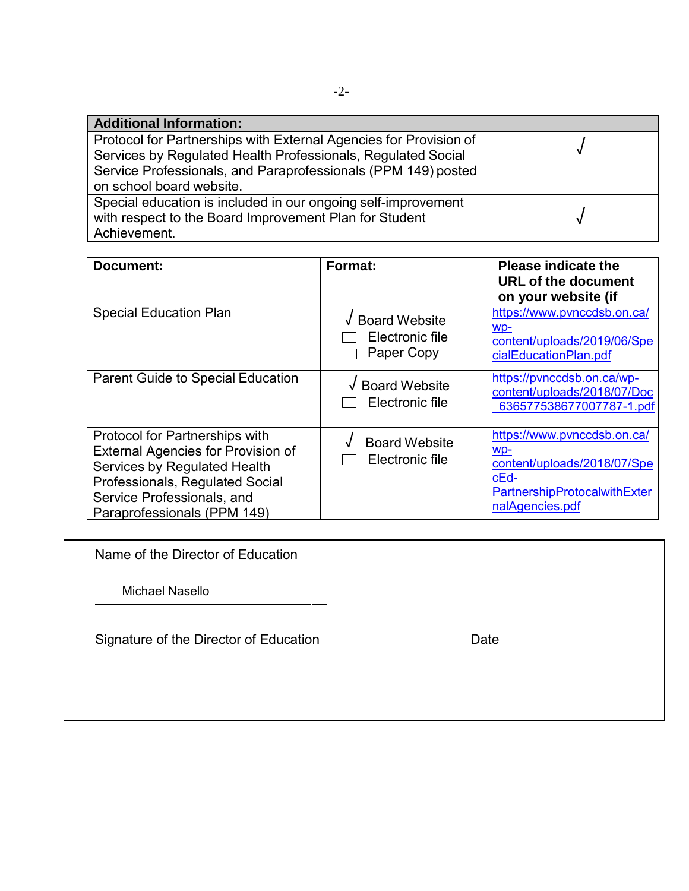| Additional Information: | |
|---|---|
| Protocol for Partnerships with External Agencies for Provision of Services by Regulated Health Professionals, Regulated Social Service Professionals, and Paraprofessionals (PPM 149) posted on school board website. | √ |
| Special education is included in our ongoing self-improvement with respect to the Board Improvement Plan for Student Achievement. | √ |

| Document: | Format: | Please indicate the URL of the document on your website (if |
|---|---|---|
| Special Education Plan | √ Board Website<br>☐ Electronic file<br>☐ Paper Copy | https://www.pvnccdsb.on.ca/wp-content/uploads/2019/06/SpecialEducationPlan.pdf |
| Parent Guide to Special Education | √ Board Website<br>☐ Electronic file | https://pvnccdsb.on.ca/wp-content/uploads/2018/07/Doc_636577538677007787-1.pdf |
| Protocol for Partnerships with External Agencies for Provision of Services by Regulated Health Professionals, Regulated Social Service Professionals, and Paraprofessionals (PPM 149) | √ Board Website<br>☐ Electronic file | https://www.pvnccdsb.on.ca/wp-content/uploads/2018/07/SpecEd-PartnershipProtocalwithExternalAgencies.pdf |

Name of the Director of Education

Michael Nasello

Signature of the Director of Education

Date